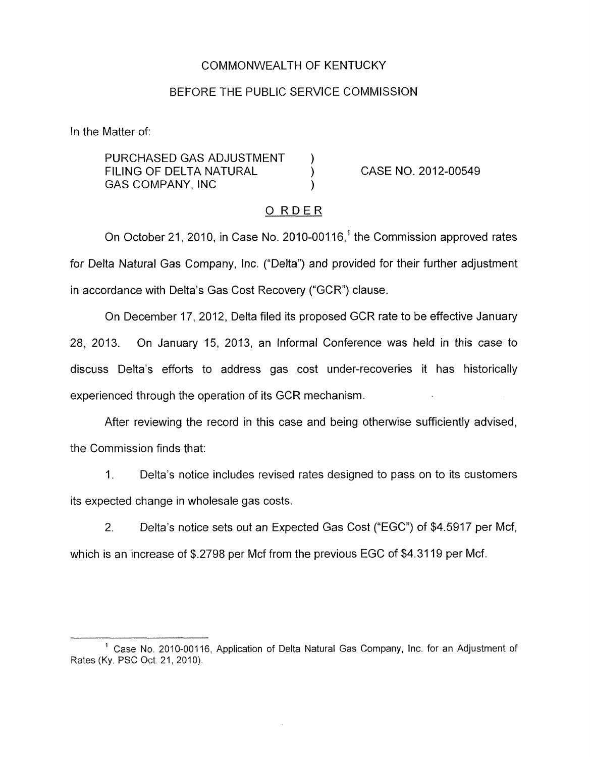COMMONWEALTH OF KENTUCKY

BEFORE THE PUBLIC SERVICE COMMISSION

In the Matter of:

PURCHASED GAS ADJUSTMENT FILING OF DELTA NATURAL GAS COMPANY, INC ) CASE NO. 2012-00549

## ORDER

On October 21, 2010, in Case No. 2010-00116,[1] the Commission approved rates for Delta Natural Gas Company, Inc. ("Delta") and provided for their further adjustment in accordance with Delta's Gas Cost Recovery ("GCR") clause.

On December 17, 2012, Delta filed its proposed GCR rate to be effective January 28, 2013. On January 15, 2013, an Informal Conference was held in this case to discuss Delta's efforts to address gas cost under-recoveries it has historically experienced through the operation of its GCR mechanism.

After reviewing the record in this case and being otherwise sufficiently advised, the Commission finds that:

1. Delta's notice includes revised rates designed to pass on to its customers its expected change in wholesale gas costs.

2. Delta's notice sets out an Expected Gas Cost ("EGC") of $4.5917 per Mcf, which is an increase of $.2798 per Mcf from the previous EGC of $4.3119 per Mcf.

---

[1] Case No. 2010-00116, Application of Delta Natural Gas Company, Inc. for an Adjustment of Rates (Ky. PSC Oct. 21, 2010).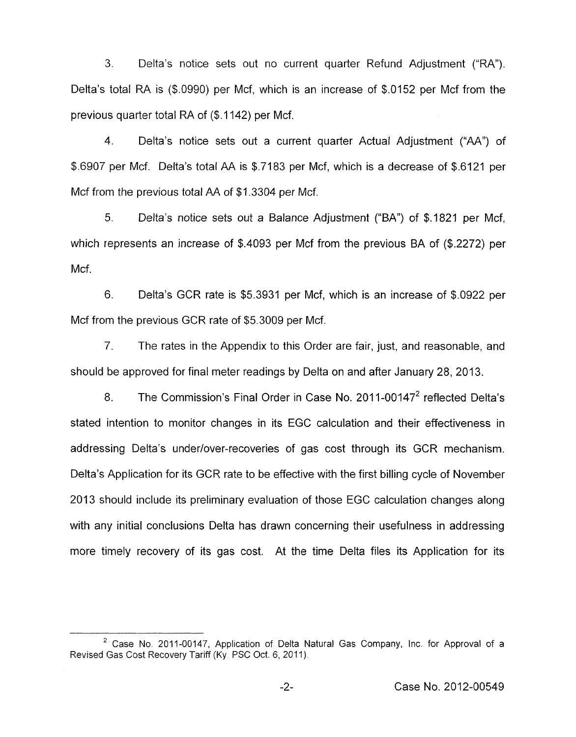3. Delta's notice sets out no current quarter Refund Adjustment ("RA"). Delta's total RA is ($.0990) per Mcf, which is an increase of $.0152 per Mcf from the previous quarter total RA of ($.1142) per Mcf.

4. Delta's notice sets out a current quarter Actual Adjustment ("AA") of $.6907 per Mcf. Delta's total AA is $.7183 per Mcf, which is a decrease of $.6121 per Mcf from the previous total AA of $1.3304 per Mcf.

5. Delta's notice sets out a Balance Adjustment ("BA") of $.1821 per Mcf, which represents an increase of $.4093 per Mcf from the previous BA of ($.2272) per Mcf.

6. Delta's GCR rate is $5.3931 per Mcf, which is an increase of $.0922 per Mcf from the previous GCR rate of $5.3009 per Mcf.

7. The rates in the Appendix to this Order are fair, just, and reasonable, and should be approved for final meter readings by Delta on and after January 28, 2013.

8. The Commission's Final Order in Case No. 2011-00147[2] reflected Delta's stated intention to monitor changes in its EGC calculation and their effectiveness in addressing Delta's under/over-recoveries of gas cost through its GCR mechanism. Delta's Application for its GCR rate to be effective with the first billing cycle of November 2013 should include its preliminary evaluation of those EGC calculation changes along with any initial conclusions Delta has drawn concerning their usefulness in addressing more timely recovery of its gas cost. At the time Delta files its Application for its

[2] Case No. 2011-00147, Application of Delta Natural Gas Company, Inc. for Approval of a Revised Gas Cost Recovery Tariff (Ky. PSC Oct. 6, 2011).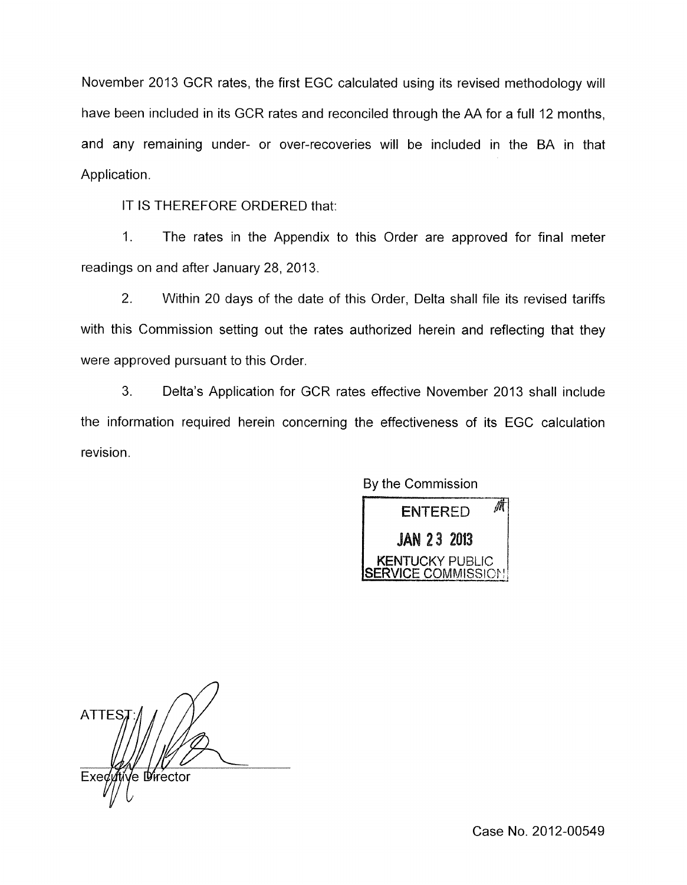November 2013 GCR rates, the first EGC calculated using its revised methodology will have been included in its GCR rates and reconciled through the AA for a full 12 months, and any remaining under- or over-recoveries will be included in the BA in that Application.

IT IS THEREFORE ORDERED that:

1. The rates in the Appendix to this Order are approved for final meter readings on and after January 28, 2013.

2. Within 20 days of the date of this Order, Delta shall file its revised tariffs with this Commission setting out the rates authorized herein and reflecting that they were approved pursuant to this Order.

3. Delta's Application for GCR rates effective November 2013 shall include the information required herein concerning the effectiveness of its EGC calculation revision.

By the Commission

ENTERED
JAN 23 2013
KENTUCKY PUBLIC SERVICE COMMISSION

ATTEST:

Executive Director

Case No. 2012-00549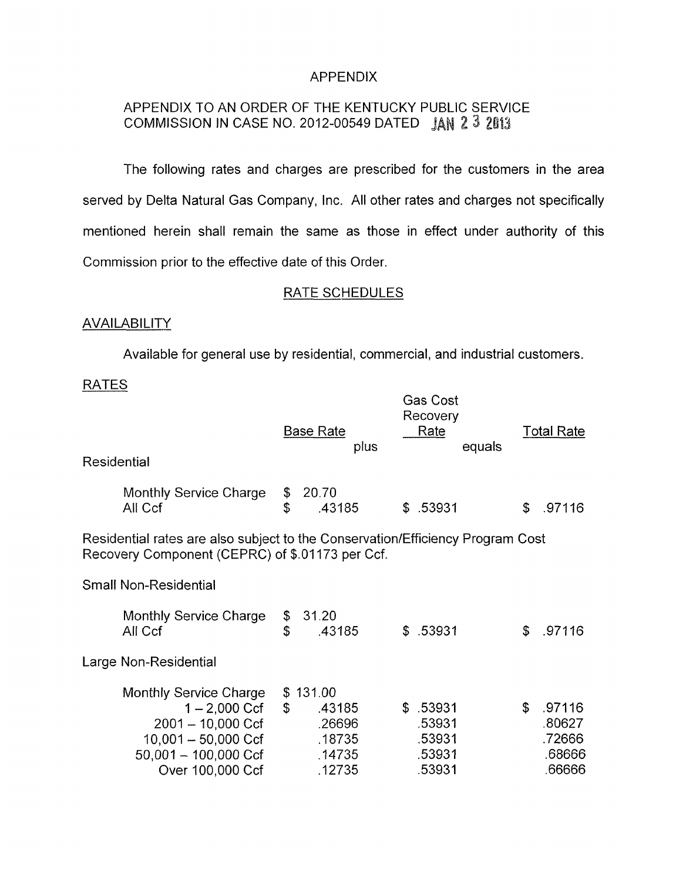# APPENDIX

## APPENDIX TO AN ORDER OF THE KENTUCKY PUBLIC SERVICE COMMISSION IN CASE NO. 2012-00549 DATED JAN 23 2013

The following rates and charges are prescribed for the customers in the area served by Delta Natural Gas Company, Inc. All other rates and charges not specifically mentioned herein shall remain the same as those in effect under authority of this Commission prior to the effective date of this Order.

### RATE SCHEDULES

**AVAILABILITY**

Available for general use by residential, commercial, and industrial customers.

**RATES**

| | Base Rate | plus | Gas Cost Recovery Rate | equals | Total Rate |
|---|---|---|---|---|---|
| **Residential** | | | | | |
| Monthly Service Charge | $ 20.70 | | | | |
| All Ccf | $ .43185 | | $ .53931 | | $ .97116 |

Residential rates are also subject to the Conservation/Efficiency Program Cost Recovery Component (CEPRC) of $.01173 per Ccf.

| | Base Rate | plus | Gas Cost Recovery Rate | equals | Total Rate |
|---|---|---|---|---|---|
| **Small Non-Residential** | | | | | |
| Monthly Service Charge | $ 31.20 | | | | |
| All Ccf | $ .43185 | | $ .53931 | | $ .97116 |
| **Large Non-Residential** | | | | | |
| Monthly Service Charge | $ 131.00 | | | | |
| 1 – 2,000 Ccf | $ .43185 | | $ .53931 | | $ .97116 |
| 2001 – 10,000 Ccf | .26696 | | .53931 | | .80627 |
| 10,001 – 50,000 Ccf | .18735 | | .53931 | | .72666 |
| 50,001 – 100,000 Ccf | .14735 | | .53931 | | .68666 |
| Over 100,000 Ccf | .12735 | | .53931 | | .66666 |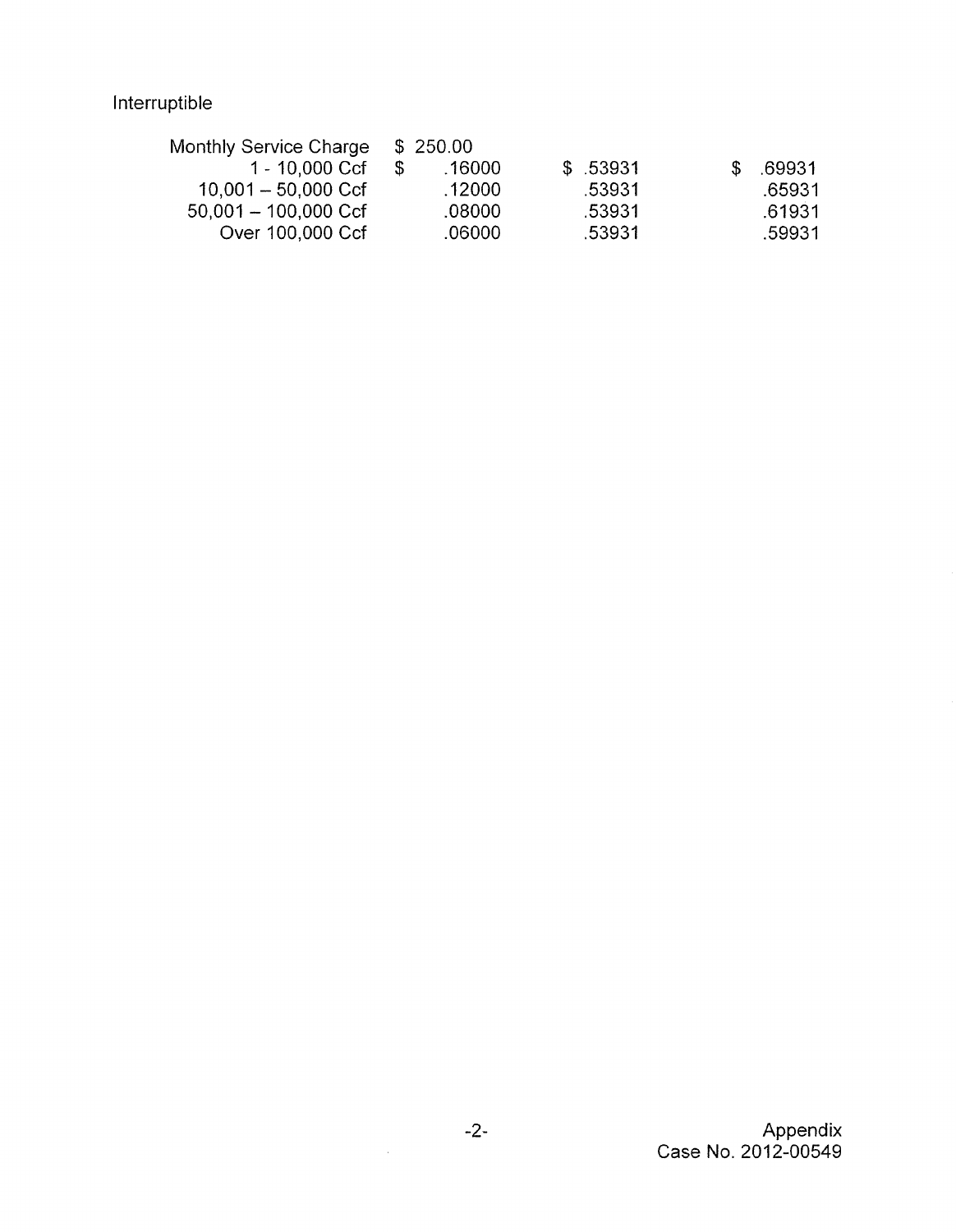Interruptible

| | | | |
|---|---|---|---|
| Monthly Service Charge | $ 250.00 | | |
| 1 - 10,000 Ccf | $ .16000 | $ .53931 | $ .69931 |
| 10,001 – 50,000 Ccf | .12000 | .53931 | .65931 |
| 50,001 – 100,000 Ccf | .08000 | .53931 | .61931 |
| Over 100,000 Ccf | .06000 | .53931 | .59931 |

Appendix
Case No. 2012-00549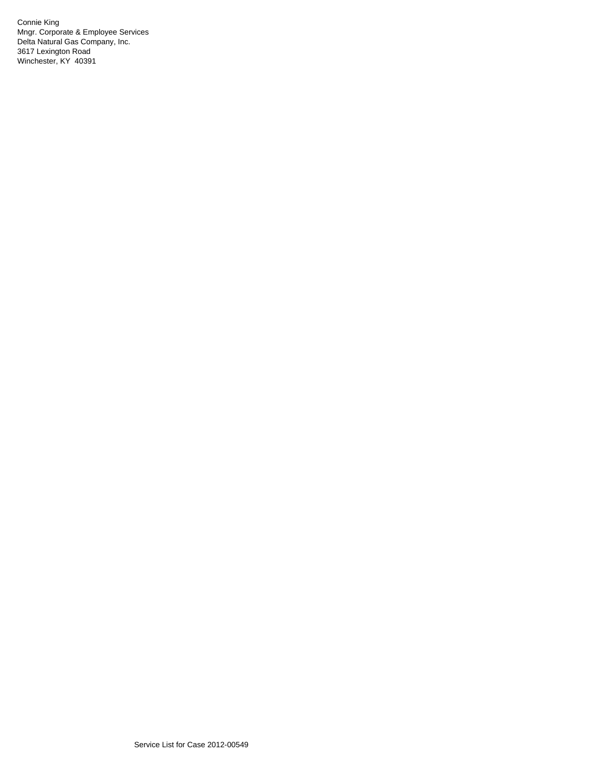Connie King
Mngr. Corporate & Employee Services
Delta Natural Gas Company, Inc.
3617 Lexington Road
Winchester, KY  40391